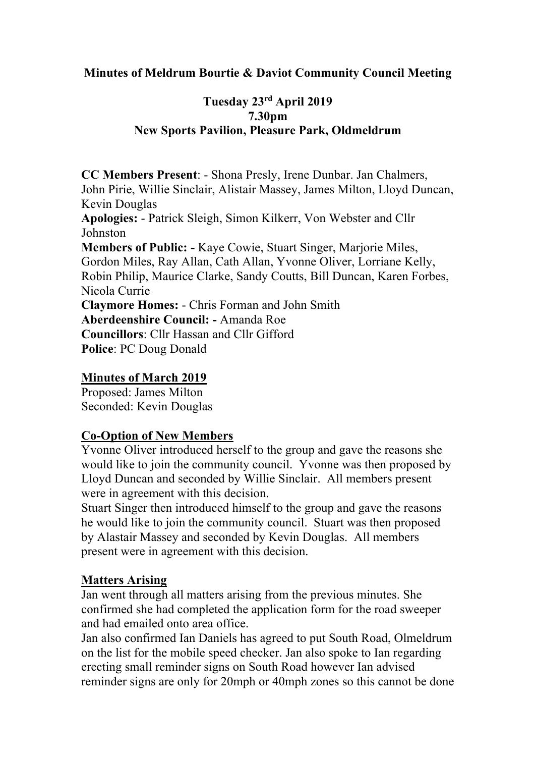**Minutes of Meldrum Bourtie & Daviot Community Council Meeting**

**Tuesday 23rd April 2019**
**7.30pm**
**New Sports Pavilion, Pleasure Park, Oldmeldrum**

**CC Members Present**: - Shona Presly, Irene Dunbar. Jan Chalmers, John Pirie, Willie Sinclair, Alistair Massey, James Milton, Lloyd Duncan, Kevin Douglas
**Apologies:** - Patrick Sleigh, Simon Kilkerr, Von Webster and Cllr Johnston
**Members of Public: -** Kaye Cowie, Stuart Singer, Marjorie Miles, Gordon Miles, Ray Allan, Cath Allan, Yvonne Oliver, Lorriane Kelly, Robin Philip, Maurice Clarke, Sandy Coutts, Bill Duncan, Karen Forbes, Nicola Currie
**Claymore Homes:** - Chris Forman and John Smith
**Aberdeenshire Council: -** Amanda Roe
**Councillors**: Cllr Hassan and Cllr Gifford
**Police**: PC Doug Donald

**Minutes of March 2019**
Proposed: James Milton
Seconded: Kevin Douglas

**Co-Option of New Members**
Yvonne Oliver introduced herself to the group and gave the reasons she would like to join the community council. Yvonne was then proposed by Lloyd Duncan and seconded by Willie Sinclair. All members present were in agreement with this decision.
Stuart Singer then introduced himself to the group and gave the reasons he would like to join the community council. Stuart was then proposed by Alastair Massey and seconded by Kevin Douglas. All members present were in agreement with this decision.

**Matters Arising**
Jan went through all matters arising from the previous minutes. She confirmed she had completed the application form for the road sweeper and had emailed onto area office.
Jan also confirmed Ian Daniels has agreed to put South Road, Olmeldrum on the list for the mobile speed checker. Jan also spoke to Ian regarding erecting small reminder signs on South Road however Ian advised reminder signs are only for 20mph or 40mph zones so this cannot be done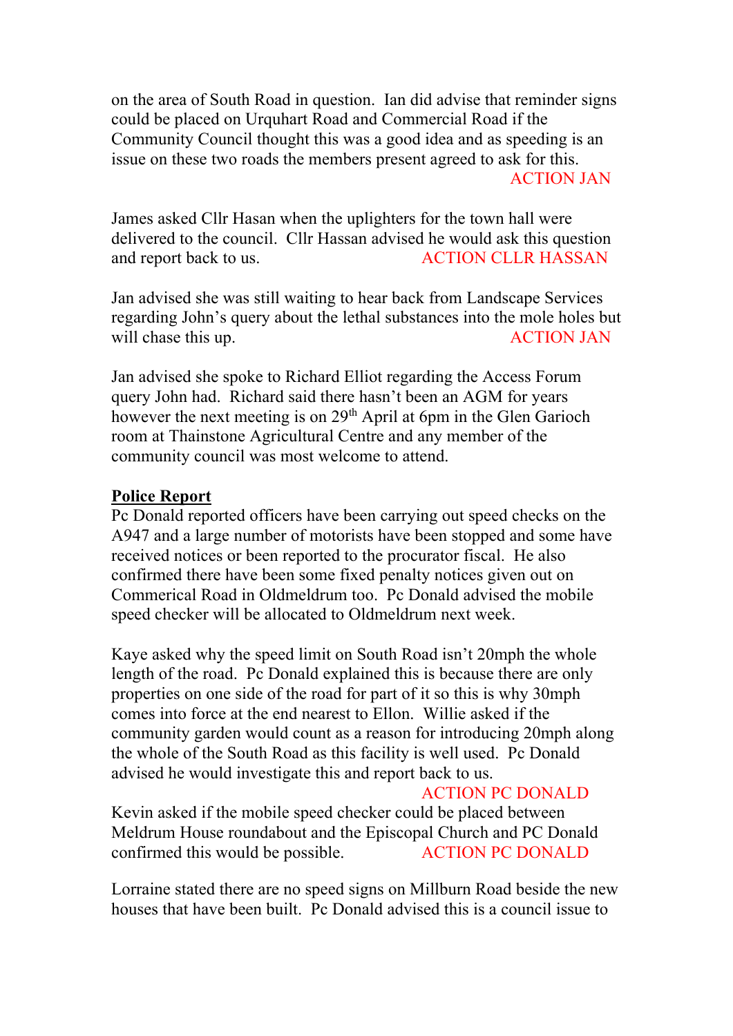on the area of South Road in question. Ian did advise that reminder signs could be placed on Urquhart Road and Commercial Road if the Community Council thought this was a good idea and as speeding is an issue on these two roads the members present agreed to ask for this.
ACTION JAN

James asked Cllr Hasan when the uplighters for the town hall were delivered to the council. Cllr Hassan advised he would ask this question and report back to us. ACTION CLLR HASSAN

Jan advised she was still waiting to hear back from Landscape Services regarding John's query about the lethal substances into the mole holes but will chase this up. ACTION JAN

Jan advised she spoke to Richard Elliot regarding the Access Forum query John had. Richard said there hasn't been an AGM for years however the next meeting is on 29th April at 6pm in the Glen Garioch room at Thainstone Agricultural Centre and any member of the community council was most welcome to attend.

**Police Report**

Pc Donald reported officers have been carrying out speed checks on the A947 and a large number of motorists have been stopped and some have received notices or been reported to the procurator fiscal. He also confirmed there have been some fixed penalty notices given out on Commerical Road in Oldmeldrum too. Pc Donald advised the mobile speed checker will be allocated to Oldmeldrum next week.

Kaye asked why the speed limit on South Road isn't 20mph the whole length of the road. Pc Donald explained this is because there are only properties on one side of the road for part of it so this is why 30mph comes into force at the end nearest to Ellon. Willie asked if the community garden would count as a reason for introducing 20mph along the whole of the South Road as this facility is well used. Pc Donald advised he would investigate this and report back to us.
ACTION PC DONALD

Kevin asked if the mobile speed checker could be placed between Meldrum House roundabout and the Episcopal Church and PC Donald confirmed this would be possible. ACTION PC DONALD

Lorraine stated there are no speed signs on Millburn Road beside the new houses that have been built. Pc Donald advised this is a council issue to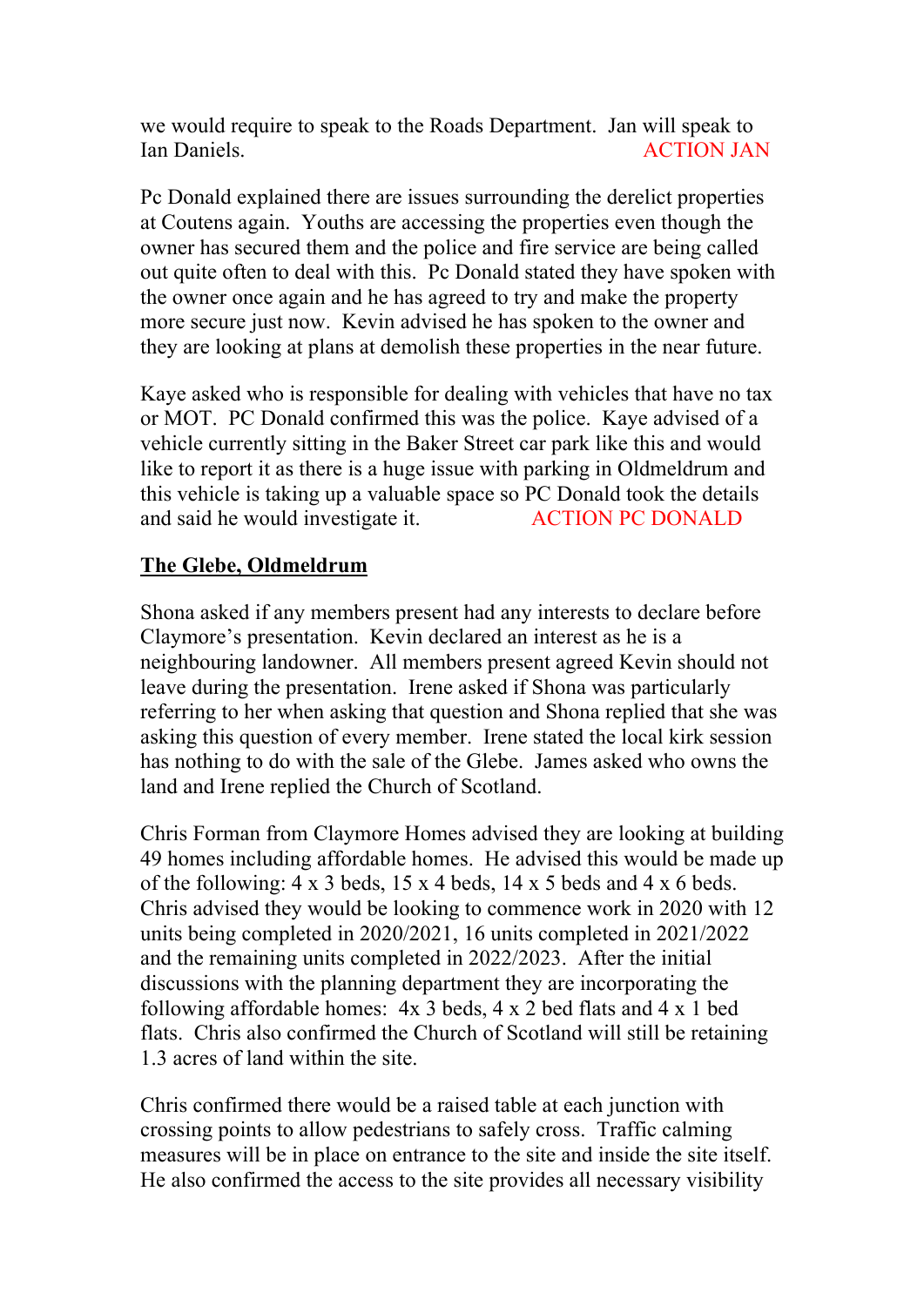we would require to speak to the Roads Department. Jan will speak to Ian Daniels. ACTION JAN

Pc Donald explained there are issues surrounding the derelict properties at Coutens again. Youths are accessing the properties even though the owner has secured them and the police and fire service are being called out quite often to deal with this. Pc Donald stated they have spoken with the owner once again and he has agreed to try and make the property more secure just now. Kevin advised he has spoken to the owner and they are looking at plans at demolish these properties in the near future.

Kaye asked who is responsible for dealing with vehicles that have no tax or MOT. PC Donald confirmed this was the police. Kaye advised of a vehicle currently sitting in the Baker Street car park like this and would like to report it as there is a huge issue with parking in Oldmeldrum and this vehicle is taking up a valuable space so PC Donald took the details and said he would investigate it. ACTION PC DONALD

**The Glebe, Oldmeldrum**

Shona asked if any members present had any interests to declare before Claymore's presentation. Kevin declared an interest as he is a neighbouring landowner. All members present agreed Kevin should not leave during the presentation. Irene asked if Shona was particularly referring to her when asking that question and Shona replied that she was asking this question of every member. Irene stated the local kirk session has nothing to do with the sale of the Glebe. James asked who owns the land and Irene replied the Church of Scotland.

Chris Forman from Claymore Homes advised they are looking at building 49 homes including affordable homes. He advised this would be made up of the following: 4 x 3 beds, 15 x 4 beds, 14 x 5 beds and 4 x 6 beds. Chris advised they would be looking to commence work in 2020 with 12 units being completed in 2020/2021, 16 units completed in 2021/2022 and the remaining units completed in 2022/2023. After the initial discussions with the planning department they are incorporating the following affordable homes: 4x 3 beds, 4 x 2 bed flats and 4 x 1 bed flats. Chris also confirmed the Church of Scotland will still be retaining 1.3 acres of land within the site.

Chris confirmed there would be a raised table at each junction with crossing points to allow pedestrians to safely cross. Traffic calming measures will be in place on entrance to the site and inside the site itself. He also confirmed the access to the site provides all necessary visibility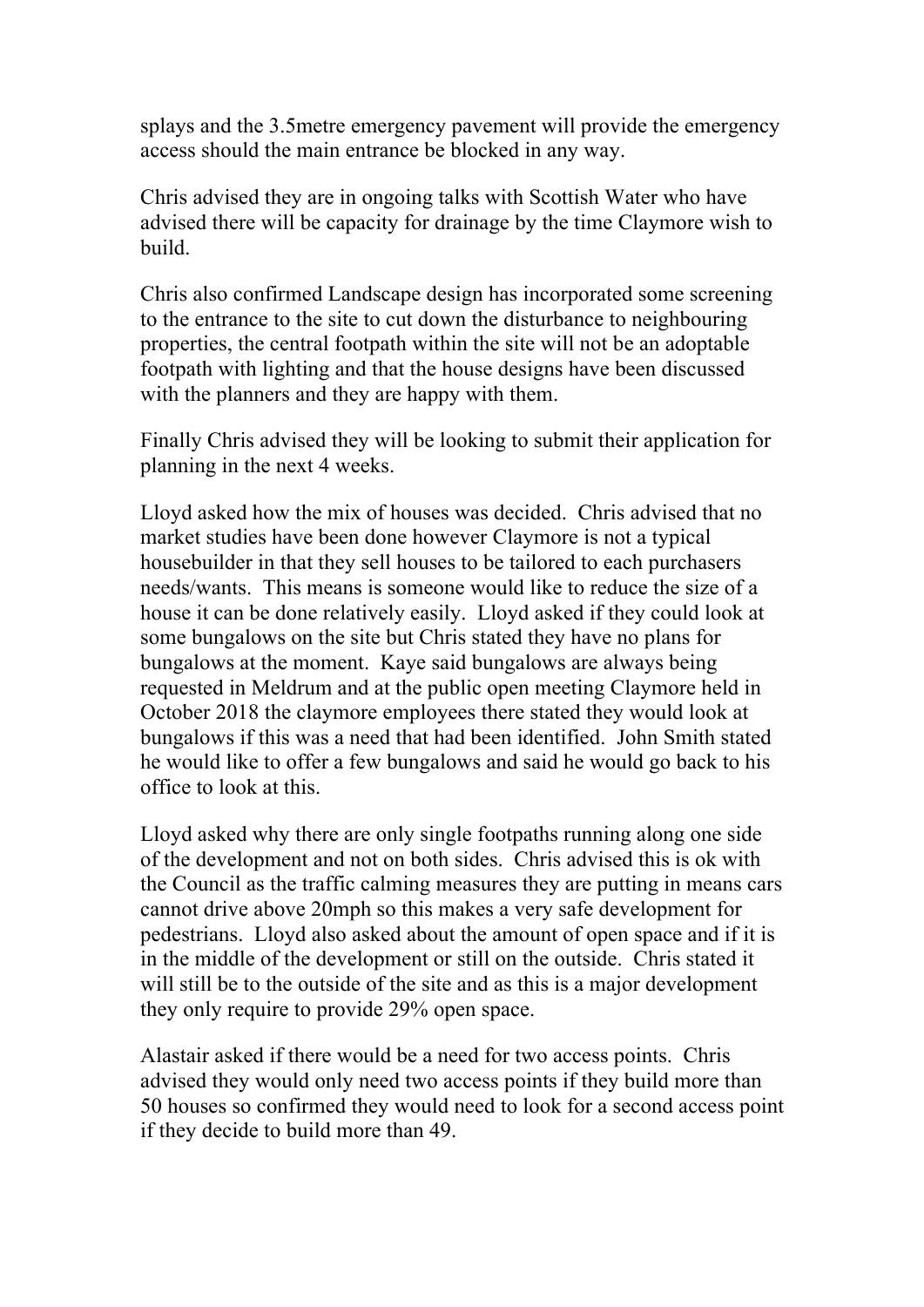splays and the 3.5metre emergency pavement will provide the emergency access should the main entrance be blocked in any way.

Chris advised they are in ongoing talks with Scottish Water who have advised there will be capacity for drainage by the time Claymore wish to build.

Chris also confirmed Landscape design has incorporated some screening to the entrance to the site to cut down the disturbance to neighbouring properties, the central footpath within the site will not be an adoptable footpath with lighting and that the house designs have been discussed with the planners and they are happy with them.

Finally Chris advised they will be looking to submit their application for planning in the next 4 weeks.

Lloyd asked how the mix of houses was decided. Chris advised that no market studies have been done however Claymore is not a typical housebuilder in that they sell houses to be tailored to each purchasers needs/wants. This means is someone would like to reduce the size of a house it can be done relatively easily. Lloyd asked if they could look at some bungalows on the site but Chris stated they have no plans for bungalows at the moment. Kaye said bungalows are always being requested in Meldrum and at the public open meeting Claymore held in October 2018 the claymore employees there stated they would look at bungalows if this was a need that had been identified. John Smith stated he would like to offer a few bungalows and said he would go back to his office to look at this.

Lloyd asked why there are only single footpaths running along one side of the development and not on both sides. Chris advised this is ok with the Council as the traffic calming measures they are putting in means cars cannot drive above 20mph so this makes a very safe development for pedestrians. Lloyd also asked about the amount of open space and if it is in the middle of the development or still on the outside. Chris stated it will still be to the outside of the site and as this is a major development they only require to provide 29% open space.

Alastair asked if there would be a need for two access points. Chris advised they would only need two access points if they build more than 50 houses so confirmed they would need to look for a second access point if they decide to build more than 49.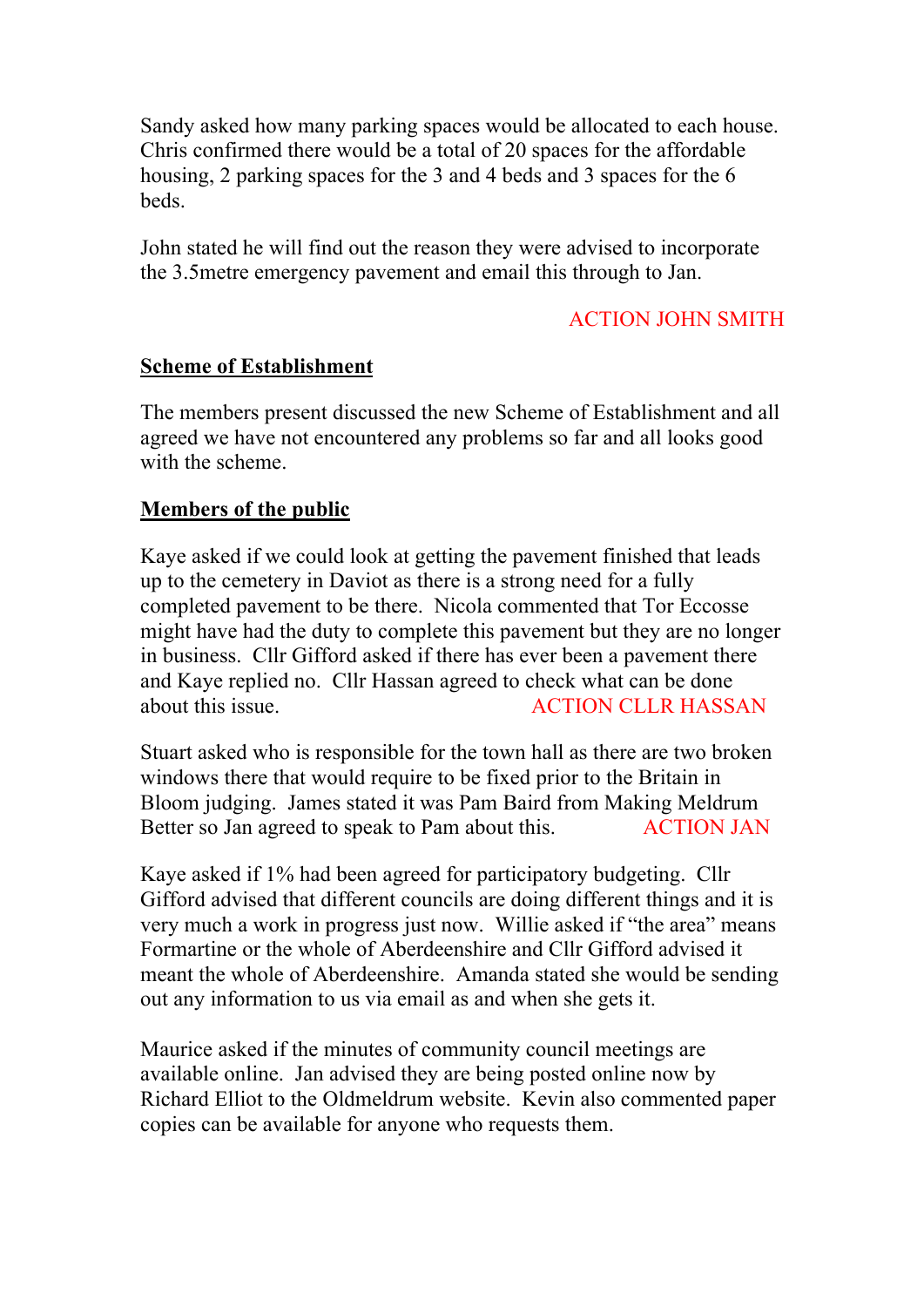Sandy asked how many parking spaces would be allocated to each house. Chris confirmed there would be a total of 20 spaces for the affordable housing, 2 parking spaces for the 3 and 4 beds and 3 spaces for the 6 beds.

John stated he will find out the reason they were advised to incorporate the 3.5metre emergency pavement and email this through to Jan.

ACTION JOHN SMITH

**Scheme of Establishment**

The members present discussed the new Scheme of Establishment and all agreed we have not encountered any problems so far and all looks good with the scheme.

**Members of the public**

Kaye asked if we could look at getting the pavement finished that leads up to the cemetery in Daviot as there is a strong need for a fully completed pavement to be there. Nicola commented that Tor Eccosse might have had the duty to complete this pavement but they are no longer in business. Cllr Gifford asked if there has ever been a pavement there and Kaye replied no. Cllr Hassan agreed to check what can be done about this issue. ACTION CLLR HASSAN

Stuart asked who is responsible for the town hall as there are two broken windows there that would require to be fixed prior to the Britain in Bloom judging. James stated it was Pam Baird from Making Meldrum Better so Jan agreed to speak to Pam about this. ACTION JAN

Kaye asked if 1% had been agreed for participatory budgeting. Cllr Gifford advised that different councils are doing different things and it is very much a work in progress just now. Willie asked if "the area" means Formartine or the whole of Aberdeenshire and Cllr Gifford advised it meant the whole of Aberdeenshire. Amanda stated she would be sending out any information to us via email as and when she gets it.

Maurice asked if the minutes of community council meetings are available online. Jan advised they are being posted online now by Richard Elliot to the Oldmeldrum website. Kevin also commented paper copies can be available for anyone who requests them.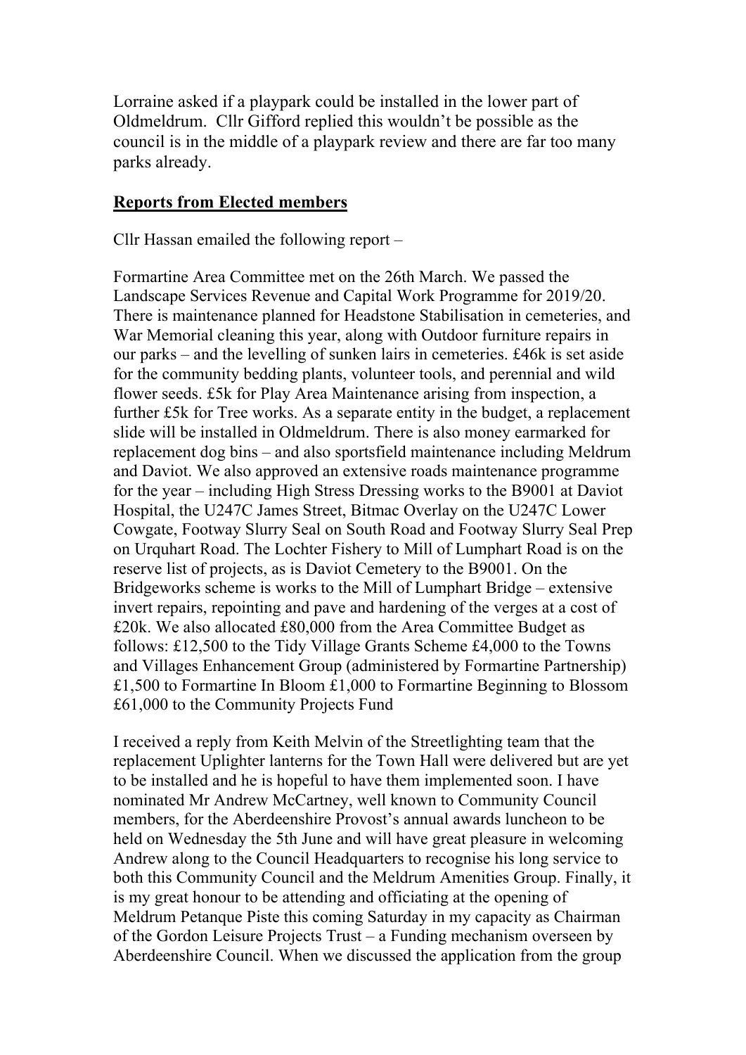Lorraine asked if a playpark could be installed in the lower part of Oldmeldrum. Cllr Gifford replied this wouldn't be possible as the council is in the middle of a playpark review and there are far too many parks already.

## **Reports from Elected members**

Cllr Hassan emailed the following report –

Formartine Area Committee met on the 26th March. We passed the Landscape Services Revenue and Capital Work Programme for 2019/20. There is maintenance planned for Headstone Stabilisation in cemeteries, and War Memorial cleaning this year, along with Outdoor furniture repairs in our parks – and the levelling of sunken lairs in cemeteries. £46k is set aside for the community bedding plants, volunteer tools, and perennial and wild flower seeds. £5k for Play Area Maintenance arising from inspection, a further £5k for Tree works. As a separate entity in the budget, a replacement slide will be installed in Oldmeldrum. There is also money earmarked for replacement dog bins – and also sportsfield maintenance including Meldrum and Daviot. We also approved an extensive roads maintenance programme for the year – including High Stress Dressing works to the B9001 at Daviot Hospital, the U247C James Street, Bitmac Overlay on the U247C Lower Cowgate, Footway Slurry Seal on South Road and Footway Slurry Seal Prep on Urquhart Road. The Lochter Fishery to Mill of Lumphart Road is on the reserve list of projects, as is Daviot Cemetery to the B9001. On the Bridgeworks scheme is works to the Mill of Lumphart Bridge – extensive invert repairs, repointing and pave and hardening of the verges at a cost of £20k. We also allocated £80,000 from the Area Committee Budget as follows: £12,500 to the Tidy Village Grants Scheme £4,000 to the Towns and Villages Enhancement Group (administered by Formartine Partnership) £1,500 to Formartine In Bloom £1,000 to Formartine Beginning to Blossom £61,000 to the Community Projects Fund

I received a reply from Keith Melvin of the Streetlighting team that the replacement Uplighter lanterns for the Town Hall were delivered but are yet to be installed and he is hopeful to have them implemented soon. I have nominated Mr Andrew McCartney, well known to Community Council members, for the Aberdeenshire Provost's annual awards luncheon to be held on Wednesday the 5th June and will have great pleasure in welcoming Andrew along to the Council Headquarters to recognise his long service to both this Community Council and the Meldrum Amenities Group. Finally, it is my great honour to be attending and officiating at the opening of Meldrum Petanque Piste this coming Saturday in my capacity as Chairman of the Gordon Leisure Projects Trust – a Funding mechanism overseen by Aberdeenshire Council. When we discussed the application from the group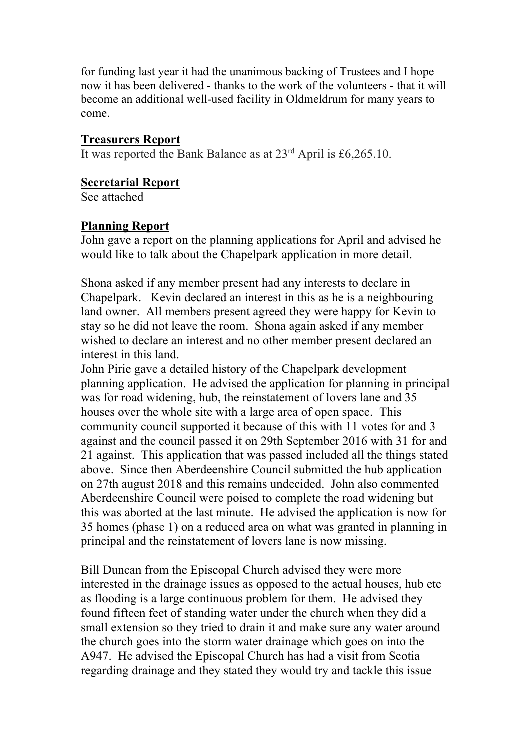for funding last year it had the unanimous backing of Trustees and I hope now it has been delivered - thanks to the work of the volunteers - that it will become an additional well-used facility in Oldmeldrum for many years to come.

**Treasurers Report**

It was reported the Bank Balance as at 23rd April is £6,265.10.

**Secretarial Report**

See attached

**Planning Report**

John gave a report on the planning applications for April and advised he would like to talk about the Chapelpark application in more detail.

Shona asked if any member present had any interests to declare in Chapelpark. Kevin declared an interest in this as he is a neighbouring land owner. All members present agreed they were happy for Kevin to stay so he did not leave the room. Shona again asked if any member wished to declare an interest and no other member present declared an interest in this land.

John Pirie gave a detailed history of the Chapelpark development planning application. He advised the application for planning in principal was for road widening, hub, the reinstatement of lovers lane and 35 houses over the whole site with a large area of open space. This community council supported it because of this with 11 votes for and 3 against and the council passed it on 29th September 2016 with 31 for and 21 against. This application that was passed included all the things stated above. Since then Aberdeenshire Council submitted the hub application on 27th august 2018 and this remains undecided. John also commented Aberdeenshire Council were poised to complete the road widening but this was aborted at the last minute. He advised the application is now for 35 homes (phase 1) on a reduced area on what was granted in planning in principal and the reinstatement of lovers lane is now missing.

Bill Duncan from the Episcopal Church advised they were more interested in the drainage issues as opposed to the actual houses, hub etc as flooding is a large continuous problem for them. He advised they found fifteen feet of standing water under the church when they did a small extension so they tried to drain it and make sure any water around the church goes into the storm water drainage which goes on into the A947. He advised the Episcopal Church has had a visit from Scotia regarding drainage and they stated they would try and tackle this issue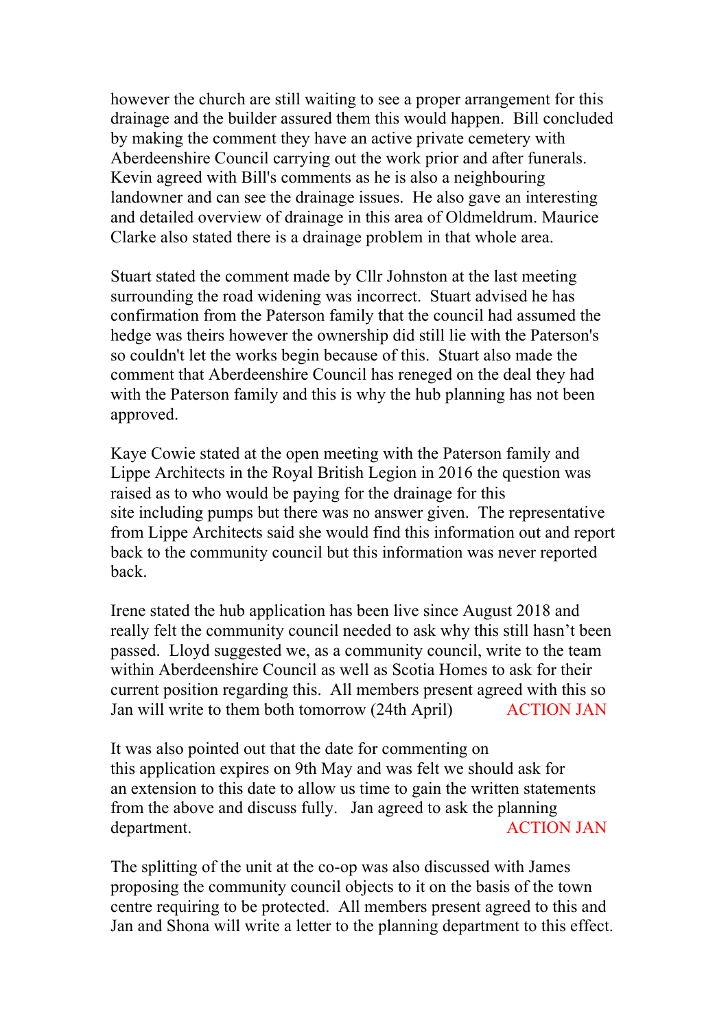however the church are still waiting to see a proper arrangement for this drainage and the builder assured them this would happen. Bill concluded by making the comment they have an active private cemetery with Aberdeenshire Council carrying out the work prior and after funerals. Kevin agreed with Bill's comments as he is also a neighbouring landowner and can see the drainage issues. He also gave an interesting and detailed overview of drainage in this area of Oldmeldrum. Maurice Clarke also stated there is a drainage problem in that whole area.

Stuart stated the comment made by Cllr Johnston at the last meeting surrounding the road widening was incorrect. Stuart advised he has confirmation from the Paterson family that the council had assumed the hedge was theirs however the ownership did still lie with the Paterson's so couldn't let the works begin because of this. Stuart also made the comment that Aberdeenshire Council has reneged on the deal they had with the Paterson family and this is why the hub planning has not been approved.

Kaye Cowie stated at the open meeting with the Paterson family and Lippe Architects in the Royal British Legion in 2016 the question was raised as to who would be paying for the drainage for this site including pumps but there was no answer given. The representative from Lippe Architects said she would find this information out and report back to the community council but this information was never reported back.

Irene stated the hub application has been live since August 2018 and really felt the community council needed to ask why this still hasn't been passed. Lloyd suggested we, as a community council, write to the team within Aberdeenshire Council as well as Scotia Homes to ask for their current position regarding this. All members present agreed with this so Jan will write to them both tomorrow (24th April) ACTION JAN

It was also pointed out that the date for commenting on this application expires on 9th May and was felt we should ask for an extension to this date to allow us time to gain the written statements from the above and discuss fully. Jan agreed to ask the planning department. ACTION JAN

The splitting of the unit at the co-op was also discussed with James proposing the community council objects to it on the basis of the town centre requiring to be protected. All members present agreed to this and Jan and Shona will write a letter to the planning department to this effect.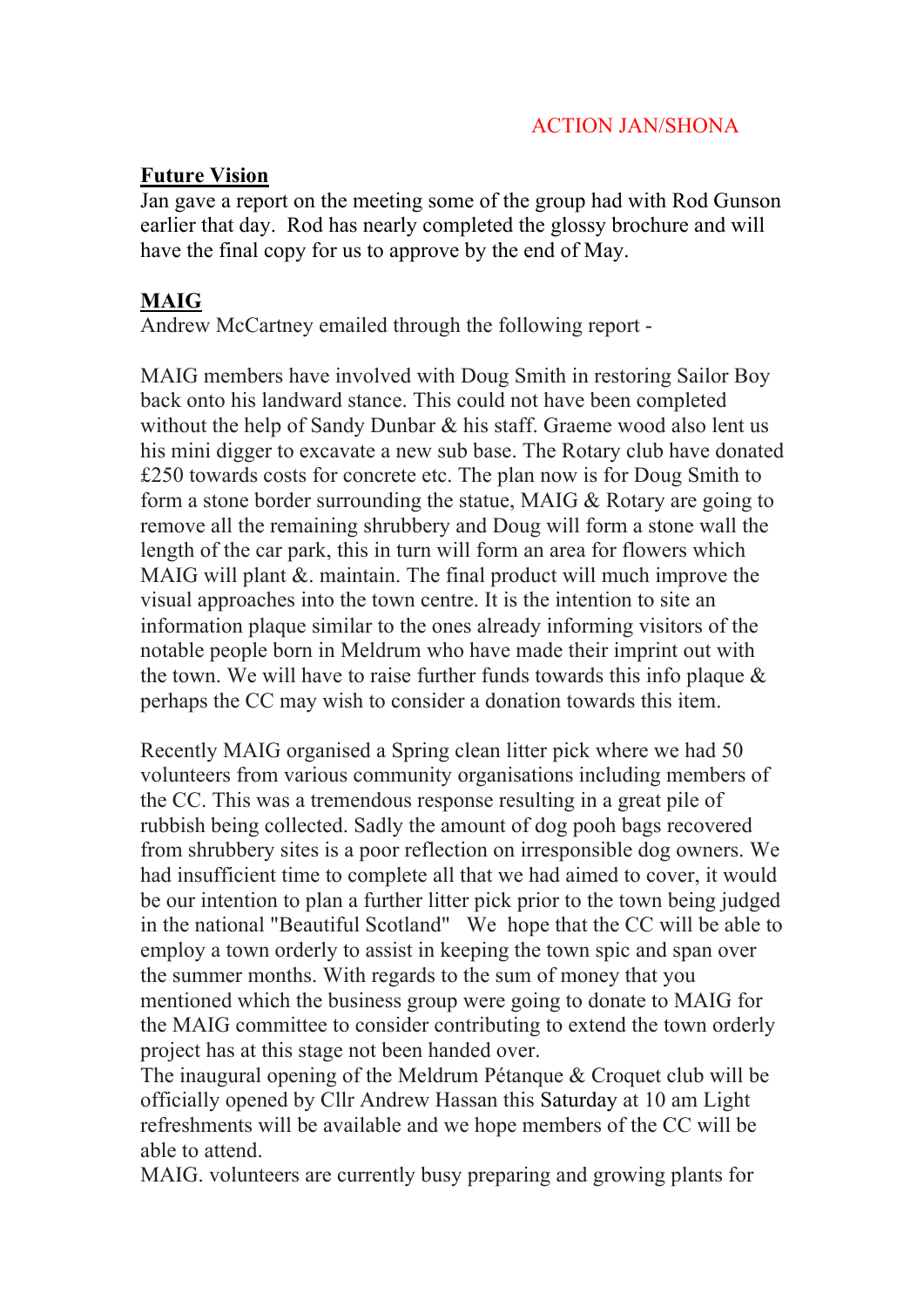ACTION JAN/SHONA

**Future Vision**

Jan gave a report on the meeting some of the group had with Rod Gunson earlier that day. Rod has nearly completed the glossy brochure and will have the final copy for us to approve by the end of May.

**MAIG**

Andrew McCartney emailed through the following report -

MAIG members have involved with Doug Smith in restoring Sailor Boy back onto his landward stance. This could not have been completed without the help of Sandy Dunbar & his staff. Graeme wood also lent us his mini digger to excavate a new sub base. The Rotary club have donated £250 towards costs for concrete etc. The plan now is for Doug Smith to form a stone border surrounding the statue, MAIG & Rotary are going to remove all the remaining shrubbery and Doug will form a stone wall the length of the car park, this in turn will form an area for flowers which MAIG will plant &. maintain. The final product will much improve the visual approaches into the town centre. It is the intention to site an information plaque similar to the ones already informing visitors of the notable people born in Meldrum who have made their imprint out with the town. We will have to raise further funds towards this info plaque & perhaps the CC may wish to consider a donation towards this item.

Recently MAIG organised a Spring clean litter pick where we had 50 volunteers from various community organisations including members of the CC. This was a tremendous response resulting in a great pile of rubbish being collected. Sadly the amount of dog pooh bags recovered from shrubbery sites is a poor reflection on irresponsible dog owners. We had insufficient time to complete all that we had aimed to cover, it would be our intention to plan a further litter pick prior to the town being judged in the national "Beautiful Scotland" We hope that the CC will be able to employ a town orderly to assist in keeping the town spic and span over the summer months. With regards to the sum of money that you mentioned which the business group were going to donate to MAIG for the MAIG committee to consider contributing to extend the town orderly project has at this stage not been handed over.
The inaugural opening of the Meldrum Pétanque & Croquet club will be officially opened by Cllr Andrew Hassan this Saturday at 10 am Light refreshments will be available and we hope members of the CC will be able to attend.
MAIG. volunteers are currently busy preparing and growing plants for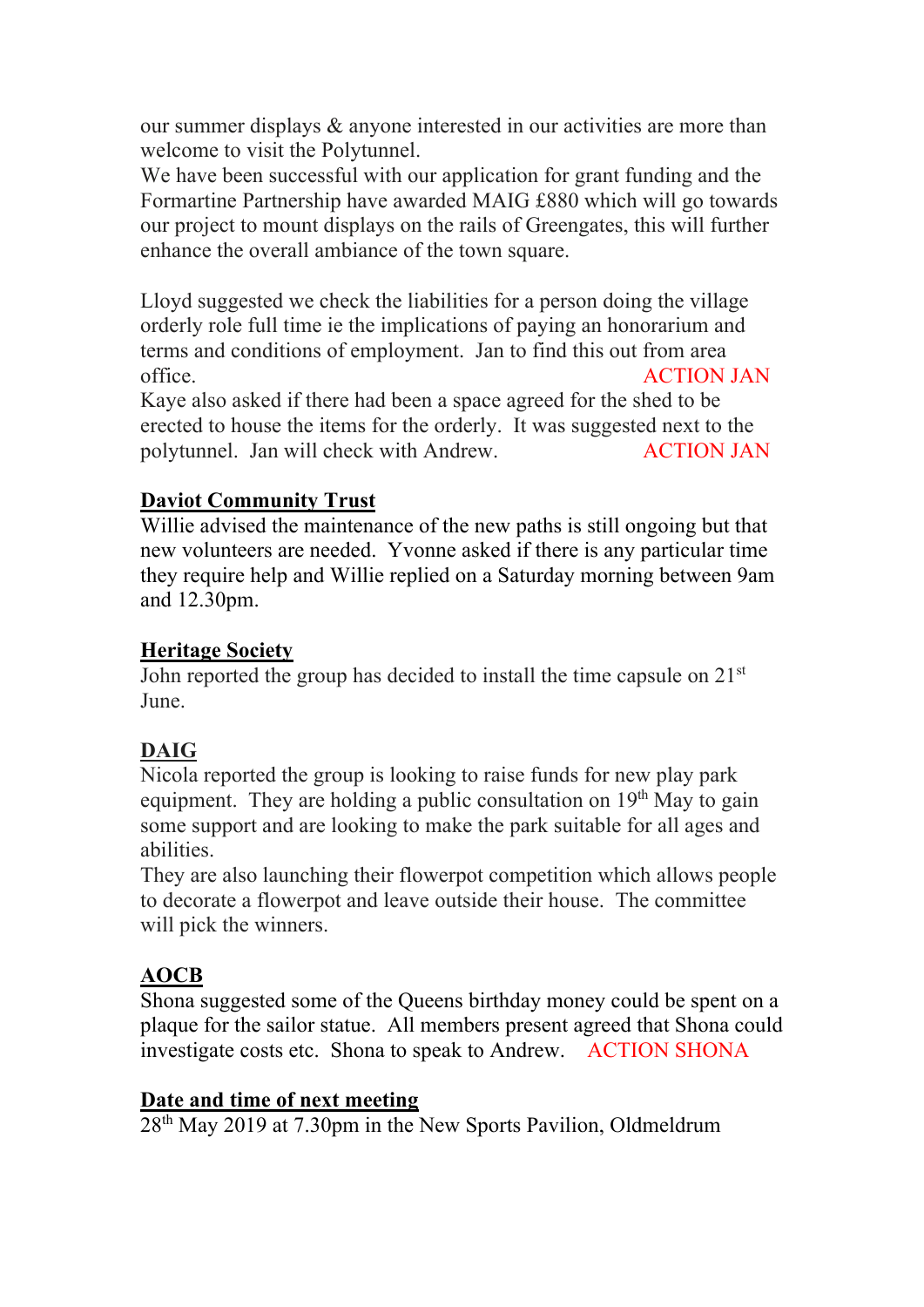our summer displays & anyone interested in our activities are more than welcome to visit the Polytunnel.
We have been successful with our application for grant funding and the Formartine Partnership have awarded MAIG £880 which will go towards our project to mount displays on the rails of Greengates, this will further enhance the overall ambiance of the town square.

Lloyd suggested we check the liabilities for a person doing the village orderly role full time ie the implications of paying an honorarium and terms and conditions of employment. Jan to find this out from area office. ACTION JAN
Kaye also asked if there had been a space agreed for the shed to be erected to house the items for the orderly. It was suggested next to the polytunnel. Jan will check with Andrew. ACTION JAN

**Daviot Community Trust**
Willie advised the maintenance of the new paths is still ongoing but that new volunteers are needed. Yvonne asked if there is any particular time they require help and Willie replied on a Saturday morning between 9am and 12.30pm.

**Heritage Society**
John reported the group has decided to install the time capsule on 21st June.

**DAIG**
Nicola reported the group is looking to raise funds for new play park equipment. They are holding a public consultation on 19th May to gain some support and are looking to make the park suitable for all ages and abilities.
They are also launching their flowerpot competition which allows people to decorate a flowerpot and leave outside their house. The committee will pick the winners.

**AOCB**
Shona suggested some of the Queens birthday money could be spent on a plaque for the sailor statue. All members present agreed that Shona could investigate costs etc. Shona to speak to Andrew. ACTION SHONA

**Date and time of next meeting**
28th May 2019 at 7.30pm in the New Sports Pavilion, Oldmeldrum